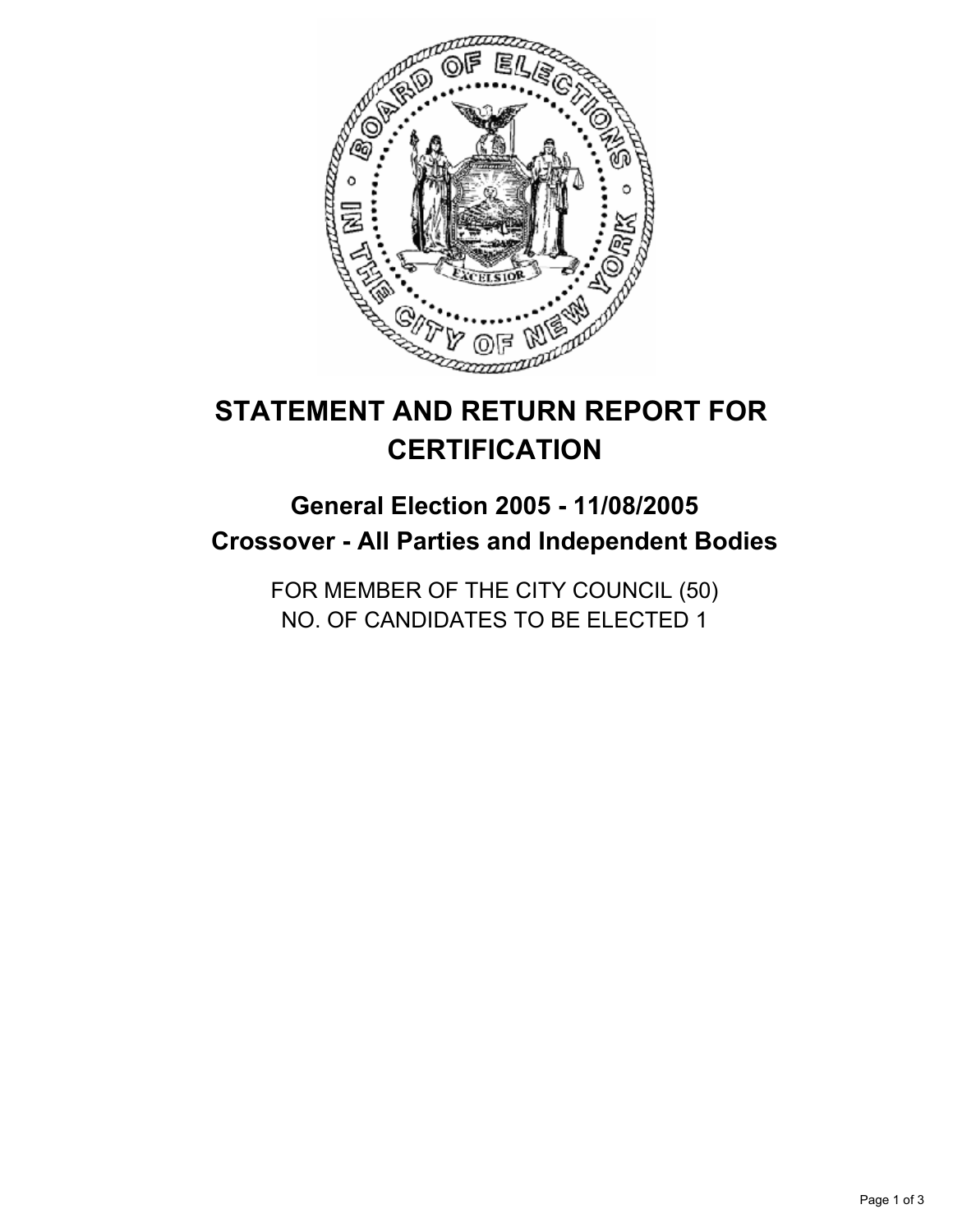# STATEMENT AND RETURN REPORT FOR CERTIFICATION

## General Election 2005 - 11/08/2005
## Crossover - All Parties and Independent Bodies

FOR MEMBER OF THE CITY COUNCIL (50)
NO. OF CANDIDATES TO BE ELECTED 1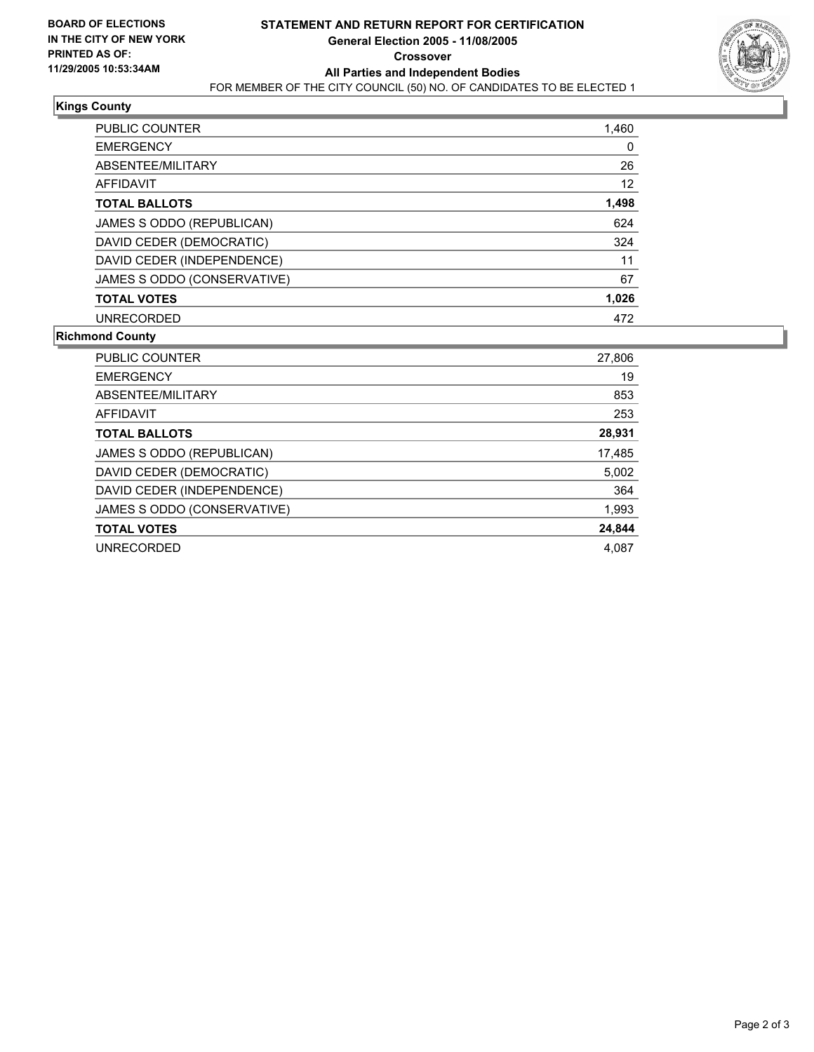**BOARD OF ELECTIONS IN THE CITY OF NEW YORK PRINTED AS OF: 11/29/2005 10:53:34AM**

# STATEMENT AND RETURN REPORT FOR CERTIFICATION
## General Election 2005 - 11/08/2005
## Crossover
## All Parties and Independent Bodies

FOR MEMBER OF THE CITY COUNCIL (50) NO. OF CANDIDATES TO BE ELECTED 1

### Kings County

| | |
|---|---|
| PUBLIC COUNTER | 1,460 |
| EMERGENCY | 0 |
| ABSENTEE/MILITARY | 26 |
| AFFIDAVIT | 12 |
| **TOTAL BALLOTS** | **1,498** |
| JAMES S ODDO (REPUBLICAN) | 624 |
| DAVID CEDER (DEMOCRATIC) | 324 |
| DAVID CEDER (INDEPENDENCE) | 11 |
| JAMES S ODDO (CONSERVATIVE) | 67 |
| **TOTAL VOTES** | **1,026** |
| UNRECORDED | 472 |

### Richmond County

| | |
|---|---|
| PUBLIC COUNTER | 27,806 |
| EMERGENCY | 19 |
| ABSENTEE/MILITARY | 853 |
| AFFIDAVIT | 253 |
| **TOTAL BALLOTS** | **28,931** |
| JAMES S ODDO (REPUBLICAN) | 17,485 |
| DAVID CEDER (DEMOCRATIC) | 5,002 |
| DAVID CEDER (INDEPENDENCE) | 364 |
| JAMES S ODDO (CONSERVATIVE) | 1,993 |
| **TOTAL VOTES** | **24,844** |
| UNRECORDED | 4,087 |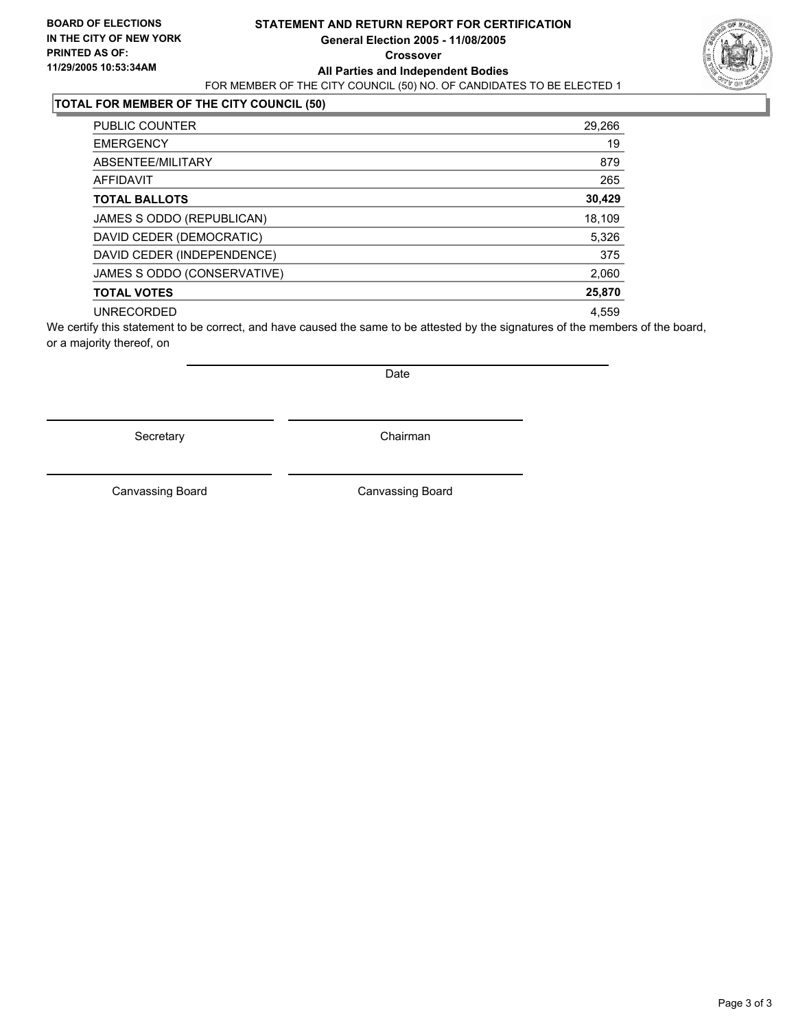**BOARD OF ELECTIONS IN THE CITY OF NEW YORK PRINTED AS OF: 11/29/2005 10:53:34AM**

# STATEMENT AND RETURN REPORT FOR CERTIFICATION

**General Election 2005 - 11/08/2005**

**Crossover**

**All Parties and Independent Bodies**

FOR MEMBER OF THE CITY COUNCIL (50) NO. OF CANDIDATES TO BE ELECTED 1

## TOTAL FOR MEMBER OF THE CITY COUNCIL (50)

| | |
|---|---|
| PUBLIC COUNTER | 29,266 |
| EMERGENCY | 19 |
| ABSENTEE/MILITARY | 879 |
| AFFIDAVIT | 265 |
| **TOTAL BALLOTS** | **30,429** |
| JAMES S ODDO (REPUBLICAN) | 18,109 |
| DAVID CEDER (DEMOCRATIC) | 5,326 |
| DAVID CEDER (INDEPENDENCE) | 375 |
| JAMES S ODDO (CONSERVATIVE) | 2,060 |
| **TOTAL VOTES** | **25,870** |
| UNRECORDED | 4,559 |

We certify this statement to be correct, and have caused the same to be attested by the signatures of the members of the board, or a majority thereof, on

Date

Secretary

Chairman

Canvassing Board

Canvassing Board